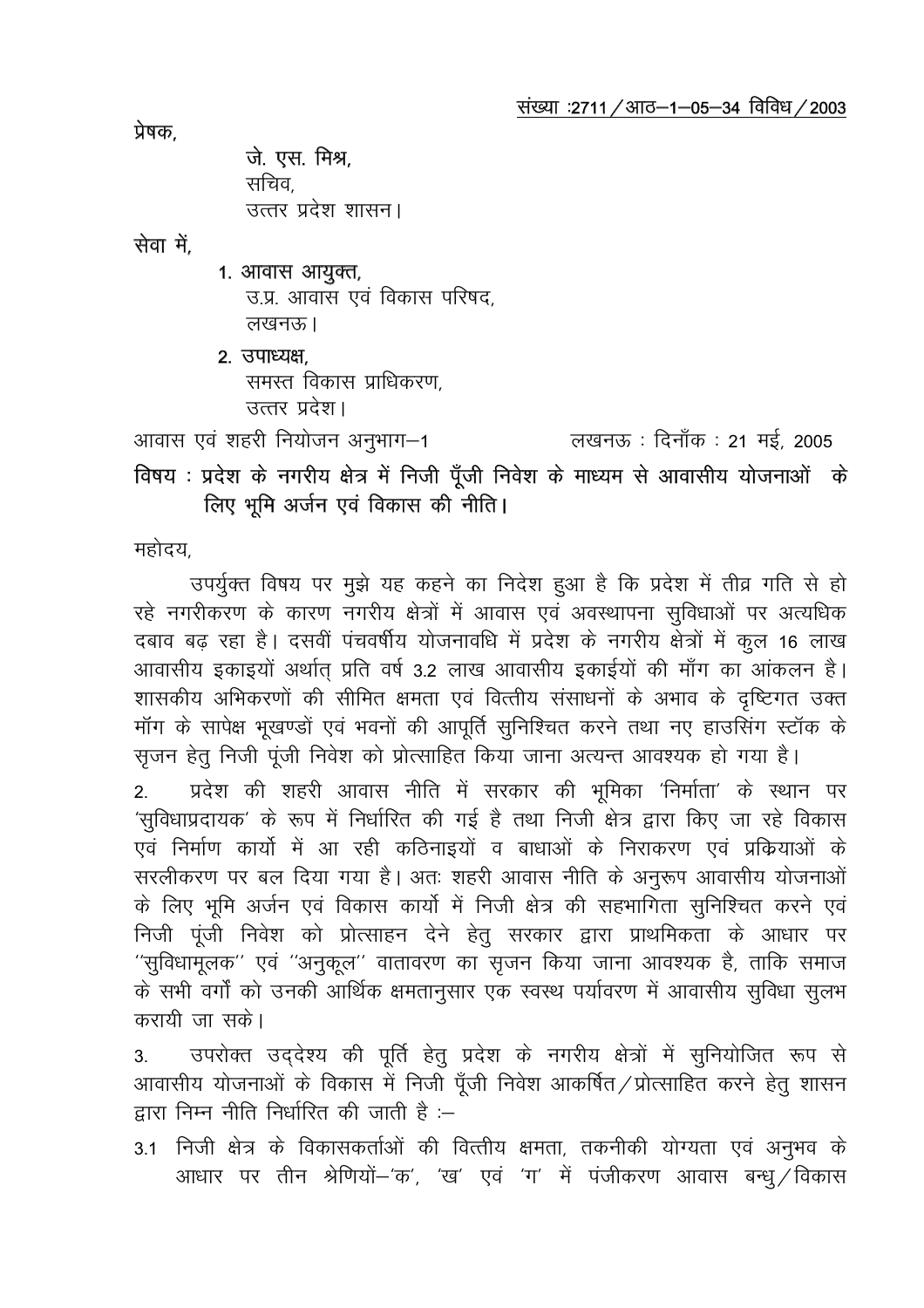संख्या :2711/आठ–1–05–34 विविध/2003

प्रेषक,

जे. एस. मिश्र,
सचिव,
उत्तर प्रदेश शासन।

सेवा में,

1. आवास आयुक्त,
उ.प्र. आवास एवं विकास परिषद,
लखनऊ।

2. उपाध्यक्ष,
समस्त विकास प्राधिकरण,
उत्तर प्रदेश।

आवास एवं शहरी नियोजन अनुभाग–1 लखनऊ : दिनाँक : 21 मई, 2005

**विषय : प्रदेश के नगरीय क्षेत्र में निजी पूँजी निवेश के माध्यम से आवासीय योजनाओं के लिए भूमि अर्जन एवं विकास की नीति।**

महोदय,

उपर्युक्त विषय पर मुझे यह कहने का निदेश हुआ है कि प्रदेश में तीव्र गति से हो रहे नगरीकरण के कारण नगरीय क्षेत्रों में आवास एवं अवस्थापना सुविधाओं पर अत्यधिक दबाव बढ़ रहा है। दसवीं पंचवर्षीय योजनावधि में प्रदेश के नगरीय क्षेत्रों में कुल 16 लाख आवासीय इकाइयों अर्थात् प्रति वर्ष 3.2 लाख आवासीय इकाईयों की माँग का आंकलन है। शासकीय अभिकरणों की सीमित क्षमता एवं वित्तीय संसाधनों के अभाव के दृष्टिगत उक्त मॉग के सापेक्ष भूखण्डों एवं भवनों की आपूर्ति सुनिश्चित करने तथा नए हाउसिंग स्टॉक के सृजन हेतु निजी पूंजी निवेश को प्रोत्साहित किया जाना अत्यन्त आवश्यक हो गया है।

2. प्रदेश की शहरी आवास नीति में सरकार की भूमिका 'निर्माता' के स्थान पर 'सुविधाप्रदायक' के रूप में निर्धारित की गई है तथा निजी क्षेत्र द्वारा किए जा रहे विकास एवं निर्माण कार्यो में आ रही कठिनाइयों व बाधाओं के निराकरण एवं प्रक्रियाओं के सरलीकरण पर बल दिया गया है। अतः शहरी आवास नीति के अनुरूप आवासीय योजनाओं के लिए भूमि अर्जन एवं विकास कार्यो में निजी क्षेत्र की सहभागिता सुनिश्चित करने एवं निजी पूंजी निवेश को प्रोत्साहन देने हेतु सरकार द्वारा प्राथमिकता के आधार पर "सुविधामूलक" एवं "अनुकूल" वातावरण का सृजन किया जाना आवश्यक है, ताकि समाज के सभी वर्गों को उनकी आर्थिक क्षमतानुसार एक स्वस्थ पर्यावरण में आवासीय सुविधा सुलभ करायी जा सके।

3. उपरोक्त उद्देश्य की पूर्ति हेतु प्रदेश के नगरीय क्षेत्रों में सुनियोजित रूप से आवासीय योजनाओं के विकास में निजी पूँजी निवेश आकर्षित/प्रोत्साहित करने हेतु शासन द्वारा निम्न नीति निर्धारित की जाती है :–

3.1 निजी क्षेत्र के विकासकर्ताओं की वित्तीय क्षमता, तकनीकी योग्यता एवं अनुभव के आधार पर तीन श्रेणियों–'क', 'ख' एवं 'ग' में पंजीकरण आवास बन्धु/विकास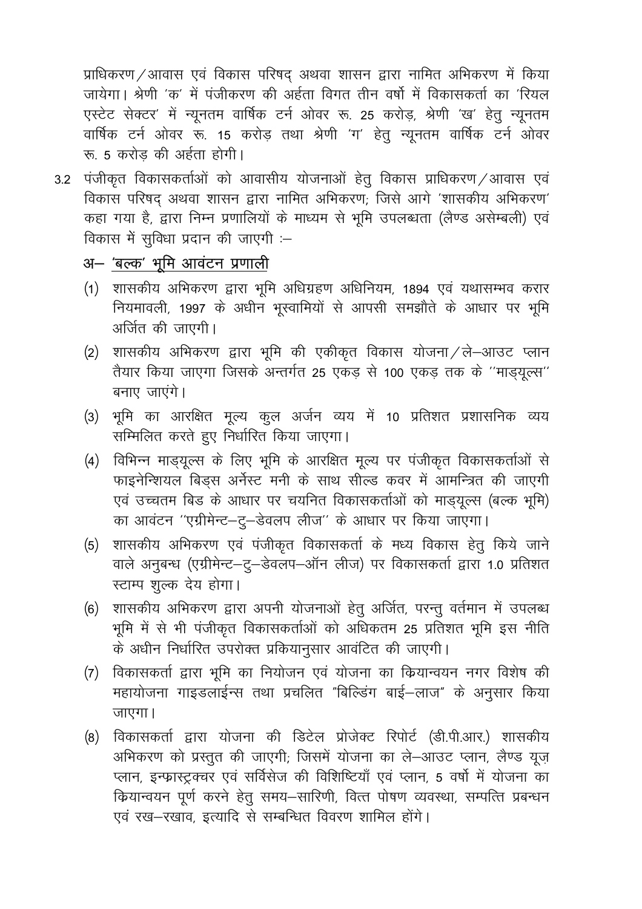प्राधिकरण/आवास एवं विकास परिषद् अथवा शासन द्वारा नामित अभिकरण में किया जायेगा। श्रेणी 'क' में पंजीकरण की अर्हता विगत तीन वर्षो में विकासकर्ता का 'रियल एस्टेट सेक्टर' में न्यूनतम वार्षिक टर्न ओवर रू. 25 करोड़, श्रेणी 'ख' हेतु न्यूनतम वार्षिक टर्न ओवर रू. 15 करोड़ तथा श्रेणी 'ग' हेतु न्यूनतम वार्षिक टर्न ओवर रू. 5 करोड़ की अर्हता होगी।

3.2 पंजीकृत विकासकर्ताओं को आवासीय योजनाओं हेतु विकास प्राधिकरण/आवास एवं विकास परिषद् अथवा शासन द्वारा नामित अभिकरण; जिसे आगे 'शासकीय अभिकरण' कहा गया है, द्वारा निम्न प्रणालियों के माध्यम से भूमि उपलब्धता (लैण्ड असेम्बली) एवं विकास में सुविधा प्रदान की जाएगी :–

## अ– <u>'बल्क' भूमि आवंटन प्रणाली</u>

(1) शासकीय अभिकरण द्वारा भूमि अधिग्रहण अधिनियम, 1894 एवं यथासम्भव करार नियमावली, 1997 के अधीन भूस्वामियों से आपसी समझौते के आधार पर भूमि अर्जित की जाएगी।

(2) शासकीय अभिकरण द्वारा भूमि की एकीकृत विकास योजना/ले–आउट प्लान तैयार किया जाएगा जिसके अन्तर्गत 25 एकड़ से 100 एकड़ तक के ''माड्यूल्स'' बनाए जाएंगे।

(3) भूमि का आरक्षित मूल्य कुल अर्जन व्यय में 10 प्रतिशत प्रशासनिक व्यय सम्मिलित करते हुए निर्धारित किया जाएगा।

(4) विभिन्न माड्यूल्स के लिए भूमि के आरक्षित मूल्य पर पंजीकृत विकासकर्ताओं से फाइनेन्शियल बिड्स अर्नेस्ट मनी के साथ सील्ड कवर में आमन्त्रित की जाएगी एवं उच्चतम बिड के आधार पर चयनित विकासकर्ताओं को माड्यूल्स (बल्क भूमि) का आवंटन ''एग्रीमेन्ट–टु–डेवलप लीज'' के आधार पर किया जाएगा।

(5) शासकीय अभिकरण एवं पंजीकृत विकासकर्ता के मध्य विकास हेतु किये जाने वाले अनुबन्ध (एग्रीमेन्ट–टु–डेवलप–ऑन लीज) पर विकासकर्ता द्वारा 1.0 प्रतिशत स्टाम्प शुल्क देय होगा।

(6) शासकीय अभिकरण द्वारा अपनी योजनाओं हेतु अर्जित, परन्तु वर्तमान में उपलब्ध भूमि में से भी पंजीकृत विकासकर्ताओं को अधिकतम 25 प्रतिशत भूमि इस नीति के अधीन निर्धारित उपरोक्त प्रकियानुसार आवंटित की जाएगी।

(7) विकासकर्ता द्वारा भूमि का नियोजन एवं योजना का क्रियान्वयन नगर विशेष की महायोजना गाइडलाईन्स तथा प्रचलित "बिल्डिंग बाई–लाज" के अनुसार किया जाएगा।

(8) विकासकर्ता द्वारा योजना की डिटेल प्रोजेक्ट रिपोर्ट (डी.पी.आर.) शासकीय अभिकरण को प्रस्तुत की जाएगी; जिसमें योजना का ले–आउट प्लान, लैण्ड यूज़ प्लान, इन्फ्रास्ट्रक्चर एवं सर्विसेज की विशिष्टियाँ एवं प्लान, 5 वर्षो में योजना का क्रियान्वयन पूर्ण करने हेतु समय–सारिणी, वित्त पोषण व्यवस्था, सम्पत्ति प्रबन्धन एवं रख–रखाव, इत्यादि से सम्बन्धित विवरण शामिल होंगे।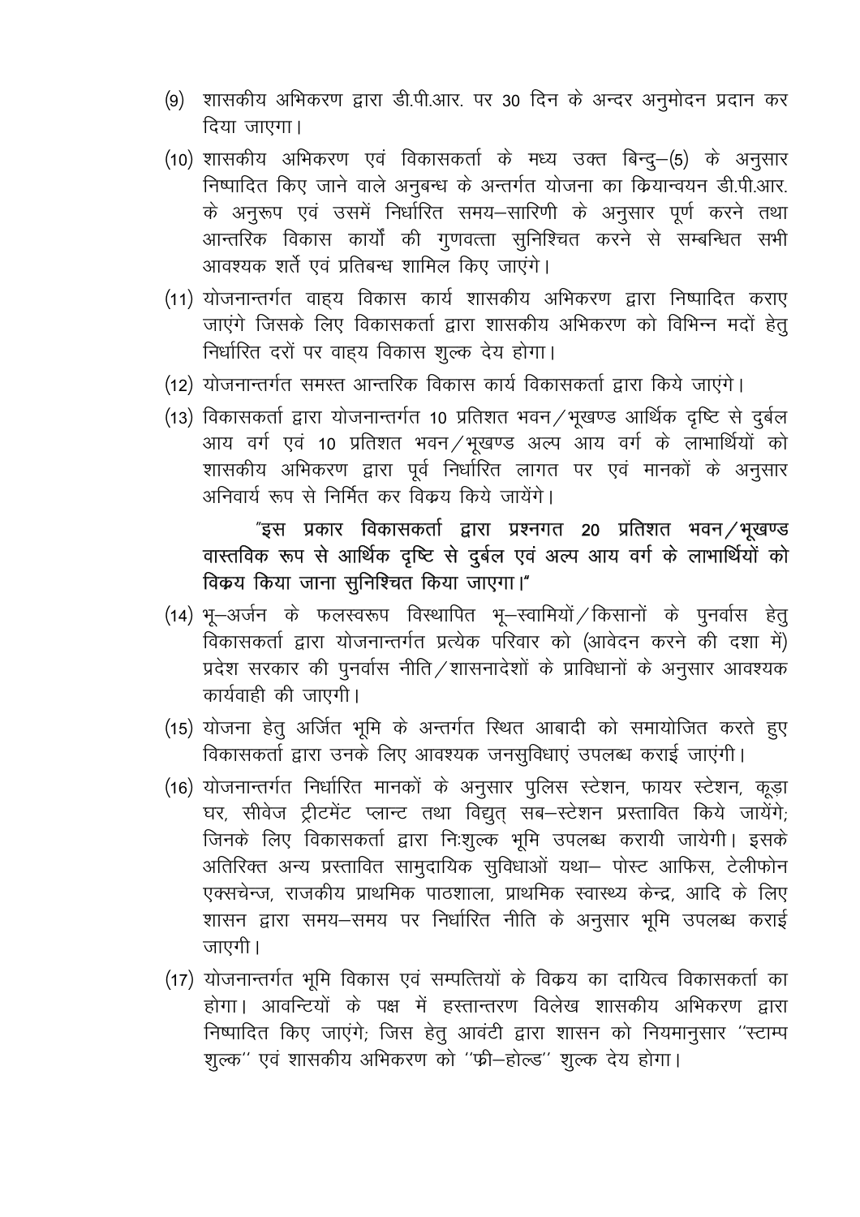(9) शासकीय अभिकरण द्वारा डी.पी.आर. पर 30 दिन के अन्दर अनुमोदन प्रदान कर दिया जाएगा।

(10) शासकीय अभिकरण एवं विकासकर्ता के मध्य उक्त बिन्दु–(5) के अनुसार निष्पादित किए जाने वाले अनुबन्ध के अन्तर्गत योजना का क्रियान्वयन डी.पी.आर. के अनुरूप एवं उसमें निर्धारित समय–सारिणी के अनुसार पूर्ण करने तथा आन्तरिक विकास कार्यों की गुणवत्ता सुनिश्चित करने से सम्बन्धित सभी आवश्यक शर्तें एवं प्रतिबन्ध शामिल किए जाएंगे।

(11) योजनान्तर्गत वाह्य विकास कार्य शासकीय अभिकरण द्वारा निष्पादित कराए जाएंगे जिसके लिए विकासकर्ता द्वारा शासकीय अभिकरण को विभिन्न मदों हेतु निर्धारित दरों पर वाह्य विकास शुल्क देय होगा।

(12) योजनान्तर्गत समस्त आन्तरिक विकास कार्य विकासकर्ता द्वारा किये जाएंगे।

(13) विकासकर्ता द्वारा योजनान्तर्गत 10 प्रतिशत भवन/भूखण्ड आर्थिक दृष्टि से दुर्बल आय वर्ग एवं 10 प्रतिशत भवन/भूखण्ड अल्प आय वर्ग के लाभार्थियों को शासकीय अभिकरण द्वारा पूर्व निर्धारित लागत पर एवं मानकों के अनुसार अनिवार्य रूप से निर्मित कर विक्रय किये जायेंगे।

**"इस प्रकार विकासकर्ता द्वारा प्रश्नगत 20 प्रतिशत भवन/भूखण्ड वास्तविक रूप से आर्थिक दृष्टि से दुर्बल एवं अल्प आय वर्ग के लाभार्थियों को विक्रय किया जाना सुनिश्चित किया जाएगा।"**

(14) भू–अर्जन के फलस्वरूप विस्थापित भू–स्वामियों/किसानों के पुनर्वास हेतु विकासकर्ता द्वारा योजनान्तर्गत प्रत्येक परिवार को (आवेदन करने की दशा में) प्रदेश सरकार की पुनर्वास नीति/शासनादेशों के प्राविधानों के अनुसार आवश्यक कार्यवाही की जाएगी।

(15) योजना हेतु अर्जित भूमि के अन्तर्गत स्थित आबादी को समायोजित करते हुए विकासकर्ता द्वारा उनके लिए आवश्यक जनसुविधाएं उपलब्ध कराई जाएंगी।

(16) योजनान्तर्गत निर्धारित मानकों के अनुसार पुलिस स्टेशन, फायर स्टेशन, कूड़ा घर, सीवेज ट्रीटमेंट प्लान्ट तथा विद्युत् सब–स्टेशन प्रस्तावित किये जायेंगे; जिनके लिए विकासकर्ता द्वारा निःशुल्क भूमि उपलब्ध करायी जायेगी। इसके अतिरिक्त अन्य प्रस्तावित सामुदायिक सुविधाओं यथा– पोस्ट आफिस, टेलीफोन एक्सचेन्ज, राजकीय प्राथमिक पाठशाला, प्राथमिक स्वास्थ्य केन्द्र, आदि के लिए शासन द्वारा समय–समय पर निर्धारित नीति के अनुसार भूमि उपलब्ध कराई जाएगी।

(17) योजनान्तर्गत भूमि विकास एवं सम्पत्तियों के विक्रय का दायित्व विकासकर्ता का होगा। आवन्टियों के पक्ष में हस्तान्तरण विलेख शासकीय अभिकरण द्वारा निष्पादित किए जाएंगे; जिस हेतु आवंटी द्वारा शासन को नियमानुसार ''स्टाम्प शुल्क'' एवं शासकीय अभिकरण को ''फ्री–होल्ड'' शुल्क देय होगा।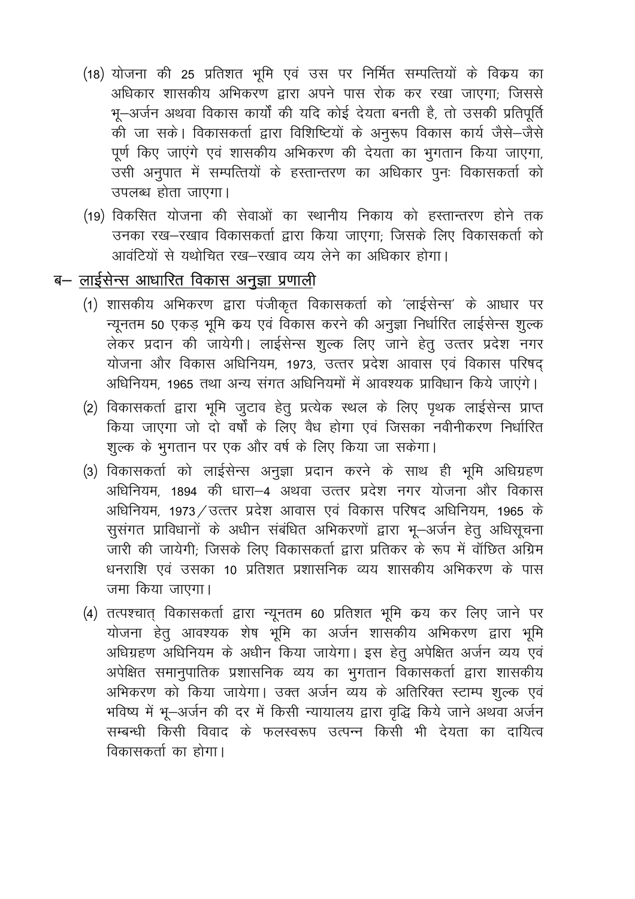(18) योजना की 25 प्रतिशत भूमि एवं उस पर निर्मित सम्पत्तियों के विक्रय का अधिकार शासकीय अभिकरण द्वारा अपने पास रोक कर रखा जाएगा; जिससे भू–अर्जन अथवा विकास कार्यों की यदि कोई देयता बनती है, तो उसकी प्रतिपूर्ति की जा सके। विकासकर्ता द्वारा विशिष्टियों के अनुरूप विकास कार्य जैसे–जैसे पूर्ण किए जाएंगे एवं शासकीय अभिकरण की देयता का भुगतान किया जाएगा, उसी अनुपात में सम्पत्तियों के हस्तान्तरण का अधिकार पुनः विकासकर्ता को उपलब्ध होता जाएगा।

(19) विकसित योजना की सेवाओं का स्थानीय निकाय को हस्तान्तरण होने तक उनका रख–रखाव विकासकर्ता द्वारा किया जाएगा; जिसके लिए विकासकर्ता को आवंटियों से यथोचित रख–रखाव व्यय लेने का अधिकार होगा।

## ब– <u>लाईसेन्स आधारित विकास अनुज्ञा प्रणाली</u>

(1) शासकीय अभिकरण द्वारा पंजीकृत विकासकर्ता को 'लाईसेन्स' के आधार पर न्यूनतम 50 एकड़ भूमि क्रय एवं विकास करने की अनुज्ञा निर्धारित लाईसेन्स शुल्क लेकर प्रदान की जायेगी। लाईसेन्स शुल्क लिए जाने हेतु उत्तर प्रदेश नगर योजना और विकास अधिनियम, 1973, उत्तर प्रदेश आवास एवं विकास परिषद् अधिनियम, 1965 तथा अन्य संगत अधिनियमों में आवश्यक प्राविधान किये जाएंगे।

(2) विकासकर्ता द्वारा भूमि जुटाव हेतु प्रत्येक स्थल के लिए पृथक लाईसेन्स प्राप्त किया जाएगा जो दो वर्षों के लिए वैध होगा एवं जिसका नवीनीकरण निर्धारित शुल्क के भुगतान पर एक और वर्ष के लिए किया जा सकेगा।

(3) विकासकर्ता को लाईसेन्स अनुज्ञा प्रदान करने के साथ ही भूमि अधिग्रहण अधिनियम, 1894 की धारा–4 अथवा उत्तर प्रदेश नगर योजना और विकास अधिनियम, 1973/उत्तर प्रदेश आवास एवं विकास परिषद अधिनियम, 1965 के सुसंगत प्राविधानों के अधीन संबंधित अभिकरणों द्वारा भू–अर्जन हेतु अधिसूचना जारी की जायेगी; जिसके लिए विकासकर्ता द्वारा प्रतिकर के रूप में वॉछित अग्रिम धनराशि एवं उसका 10 प्रतिशत प्रशासनिक व्यय शासकीय अभिकरण के पास जमा किया जाएगा।

(4) तत्पश्चात् विकासकर्ता द्वारा न्यूनतम 60 प्रतिशत भूमि क्रय कर लिए जाने पर योजना हेतु आवश्यक शेष भूमि का अर्जन शासकीय अभिकरण द्वारा भूमि अधिग्रहण अधिनियम के अधीन किया जायेगा। इस हेतु अपेक्षित अर्जन व्यय एवं अपेक्षित समानुपातिक प्रशासनिक व्यय का भुगतान विकासकर्ता द्वारा शासकीय अभिकरण को किया जायेगा। उक्त अर्जन व्यय के अतिरिक्त स्टाम्प शुल्क एवं भविष्य में भू–अर्जन की दर में किसी न्यायालय द्वारा वृद्धि किये जाने अथवा अर्जन सम्बन्धी किसी विवाद के फलस्वरूप उत्पन्न किसी भी देयता का दायित्व विकासकर्ता का होगा।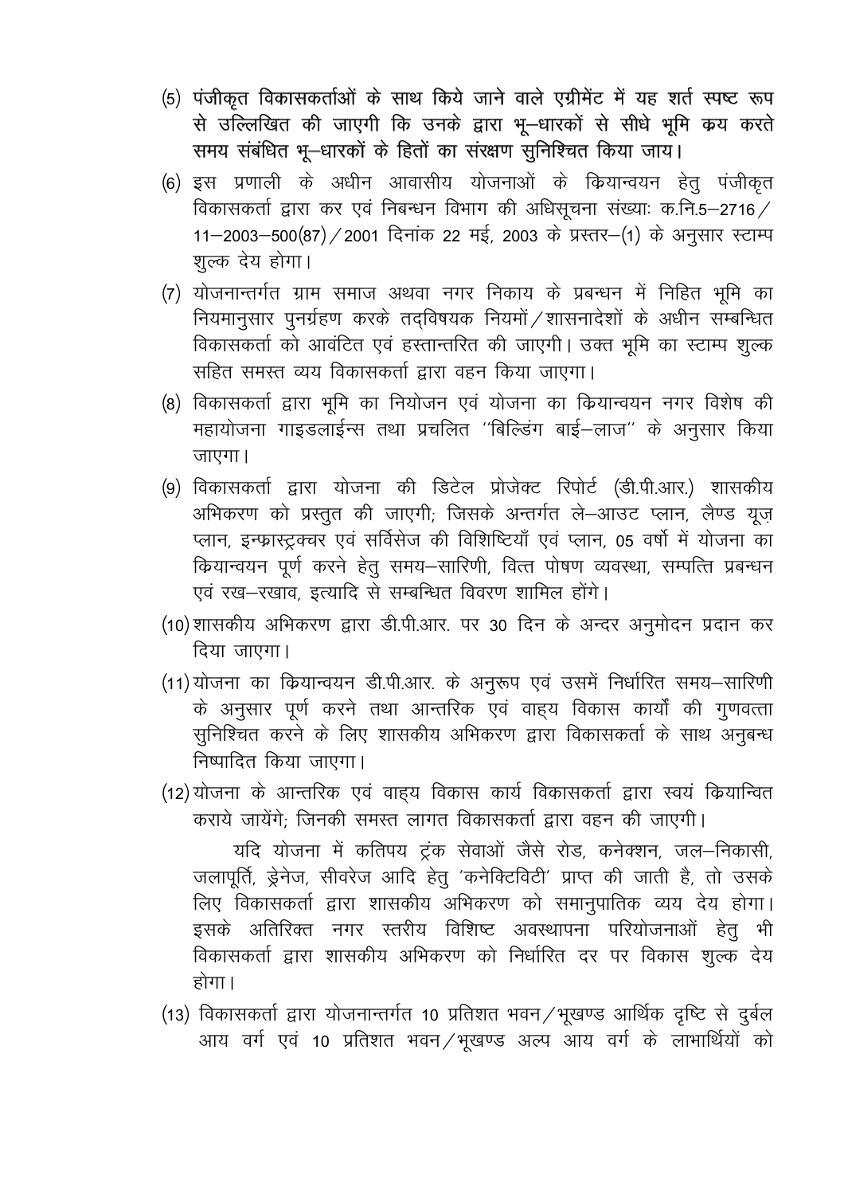(5) **पंजीकृत विकासकर्ताओं के साथ किये जाने वाले एग्रीमेंट में यह शर्त स्पष्ट रूप से उल्लिखित की जाएगी कि उनके द्वारा भू–धारकों से सीधे भूमि क्रय करते समय संबंधित भू–धारकों के हितों का संरक्षण सुनिश्चित किया जाय।**

(6) इस प्रणाली के अधीन आवासीय योजनाओं के क्रियान्वयन हेतु पंजीकृत विकासकर्ता द्वारा कर एवं निबन्धन विभाग की अधिसूचना संख्याः क.नि.5–2716/11–2003–500(87)/2001 दिनांक 22 मई, 2003 के प्रस्तर–(1) के अनुसार स्टाम्प शुल्क देय होगा।

(7) योजनान्तर्गत ग्राम समाज अथवा नगर निकाय के प्रबन्धन में निहित भूमि का नियमानुसार पुनर्ग्रहण करके तद्विषयक नियमों/शासनादेशों के अधीन सम्बन्धित विकासकर्ता को आवंटित एवं हस्तान्तरित की जाएगी। उक्त भूमि का स्टाम्प शुल्क सहित समस्त व्यय विकासकर्ता द्वारा वहन किया जाएगा।

(8) विकासकर्ता द्वारा भूमि का नियोजन एवं योजना का क्रियान्वयन नगर विशेष की महायोजना गाइडलाईन्स तथा प्रचलित "बिल्डिंग बाई–लाज" के अनुसार किया जाएगा।

(9) विकासकर्ता द्वारा योजना की डिटेल प्रोजेक्ट रिपोर्ट (डी.पी.आर.) शासकीय अभिकरण को प्रस्तुत की जाएगी; जिसके अन्तर्गत ले–आउट प्लान, लैण्ड यूज़ प्लान, इन्फ्रास्ट्रक्चर एवं सर्विसेज की विशिष्टियाँ एवं प्लान, 05 वर्षो में योजना का क्रियान्वयन पूर्ण करने हेतु समय–सारिणी, वित्त पोषण व्यवस्था, सम्पत्ति प्रबन्धन एवं रख–रखाव, इत्यादि से सम्बन्धित विवरण शामिल होंगे।

(10) शासकीय अभिकरण द्वारा डी.पी.आर. पर 30 दिन के अन्दर अनुमोदन प्रदान कर दिया जाएगा।

(11) योजना का क्रियान्वयन डी.पी.आर. के अनुरूप एवं उसमें निर्धारित समय–सारिणी के अनुसार पूर्ण करने तथा आन्तरिक एवं वाह्य विकास कार्यों की गुणवत्ता सुनिश्चित करने के लिए शासकीय अभिकरण द्वारा विकासकर्ता के साथ अनुबन्ध निष्पादित किया जाएगा।

(12) योजना के आन्तरिक एवं वाह्य विकास कार्य विकासकर्ता द्वारा स्वयं क्रियान्वित कराये जायेंगे; जिनकी समस्त लागत विकासकर्ता द्वारा वहन की जाएगी।

यदि योजना में कतिपय ट्रंक सेवाओं जैसे रोड, कनेक्शन, जल–निकासी, जलापूर्ति, ड्रेनेज, सीवरेज आदि हेतु 'कनेक्टिविटी' प्राप्त की जाती है, तो उसके लिए विकासकर्ता द्वारा शासकीय अभिकरण को समानुपातिक व्यय देय होगा। इसके अतिरिक्त नगर स्तरीय विशिष्ट अवस्थापना परियोजनाओं हेतु भी विकासकर्ता द्वारा शासकीय अभिकरण को निर्धारित दर पर विकास शुल्क देय होगा।

(13) विकासकर्ता द्वारा योजनान्तर्गत 10 प्रतिशत भवन/भूखण्ड आर्थिक दृष्टि से दुर्बल आय वर्ग एवं 10 प्रतिशत भवन/भूखण्ड अल्प आय वर्ग के लाभार्थियों को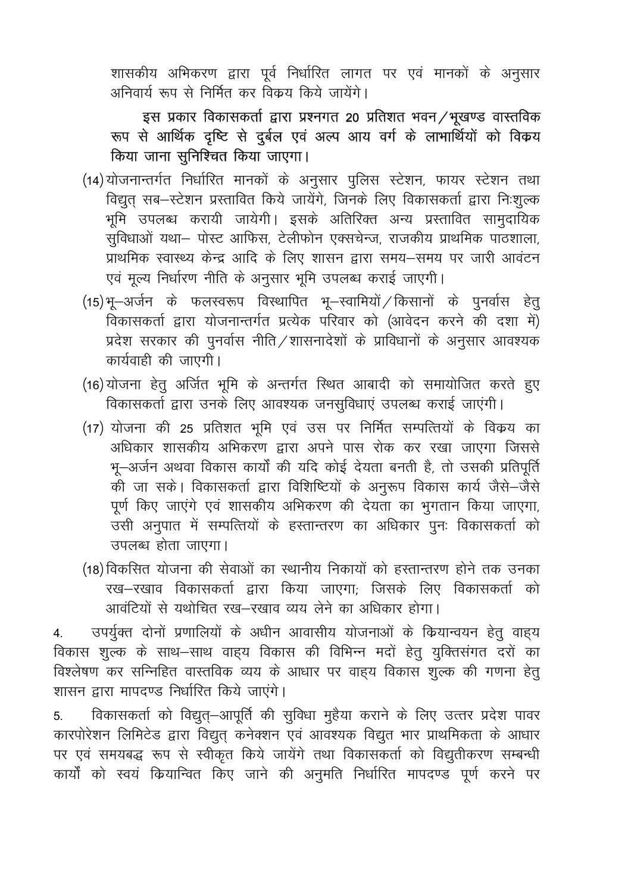शासकीय अभिकरण द्वारा पूर्व निर्धारित लागत पर एवं मानकों के अनुसार अनिवार्य रूप से निर्मित कर विक्रय किये जायेंगे।

**इस प्रकार विकासकर्ता द्वारा प्रश्नगत 20 प्रतिशत भवन/भूखण्ड वास्तविक रूप से आर्थिक दृष्टि से दुर्बल एवं अल्प आय वर्ग के लाभार्थियों को विक्रय किया जाना सुनिश्चित किया जाएगा।**

(14) योजनान्तर्गत निर्धारित मानकों के अनुसार पुलिस स्टेशन, फायर स्टेशन तथा विद्युत् सब–स्टेशन प्रस्तावित किये जायेंगे, जिनके लिए विकासकर्ता द्वारा निःशुल्क भूमि उपलब्ध करायी जायेगी। इसके अतिरिक्त अन्य प्रस्तावित सामुदायिक सुविधाओं यथा– पोस्ट आफिस, टेलीफोन एक्सचेन्ज, राजकीय प्राथमिक पाठशाला, प्राथमिक स्वास्थ्य केन्द्र आदि के लिए शासन द्वारा समय–समय पर जारी आवंटन एवं मूल्य निर्धारण नीति के अनुसार भूमि उपलब्ध कराई जाएगी।

(15) भू–अर्जन के फलस्वरूप विस्थापित भू–स्वामियों/किसानों के पुनर्वास हेतु विकासकर्ता द्वारा योजनान्तर्गत प्रत्येक परिवार को (आवेदन करने की दशा में) प्रदेश सरकार की पुनर्वास नीति/शासनादेशों के प्राविधानों के अनुसार आवश्यक कार्यवाही की जाएगी।

(16) योजना हेतु अर्जित भूमि के अन्तर्गत स्थित आबादी को समायोजित करते हुए विकासकर्ता द्वारा उनके लिए आवश्यक जनसुविधाएं उपलब्ध कराई जाएंगी।

(17) योजना की 25 प्रतिशत भूमि एवं उस पर निर्मित सम्पत्तियों के विक्रय का अधिकार शासकीय अभिकरण द्वारा अपने पास रोक कर रखा जाएगा जिससे भू–अर्जन अथवा विकास कार्यों की यदि कोई देयता बनती है, तो उसकी प्रतिपूर्ति की जा सके। विकासकर्ता द्वारा विशिष्टियों के अनुरूप विकास कार्य जैसे–जैसे पूर्ण किए जाएंगे एवं शासकीय अभिकरण की देयता का भुगतान किया जाएगा, उसी अनुपात में सम्पत्तियों के हस्तान्तरण का अधिकार पुनः विकासकर्ता को उपलब्ध होता जाएगा।

(18) विकसित योजना की सेवाओं का स्थानीय निकायों को हस्तान्तरण होने तक उनका रख–रखाव विकासकर्ता द्वारा किया जाएगा; जिसके लिए विकासकर्ता को आवंटियों से यथोचित रख–रखाव व्यय लेने का अधिकार होगा।

4. उपर्युक्त दोनों प्रणालियों के अधीन आवासीय योजनाओं के क्रियान्वयन हेतु वाह्य विकास शुल्क के साथ–साथ वाह्य विकास की विभिन्न मदों हेतु युक्तिसंगत दरों का विश्लेषण कर सन्निहित वास्तविक व्यय के आधार पर वाह्य विकास शुल्क की गणना हेतु शासन द्वारा मापदण्ड निर्धारित किये जाएंगे।

5. विकासकर्ता को विद्युत्–आपूर्ति की सुविधा मुहैया कराने के लिए उत्तर प्रदेश पावर कारपोरेशन लिमिटेड द्वारा विद्युत् कनेक्शन एवं आवश्यक विद्युत भार प्राथमिकता के आधार पर एवं समयबद्ध रूप से स्वीकृत किये जायेंगे तथा विकासकर्ता को विद्युतीकरण सम्बन्धी कार्यों को स्वयं क्रियान्वित किए जाने की अनुमति निर्धारित मापदण्ड पूर्ण करने पर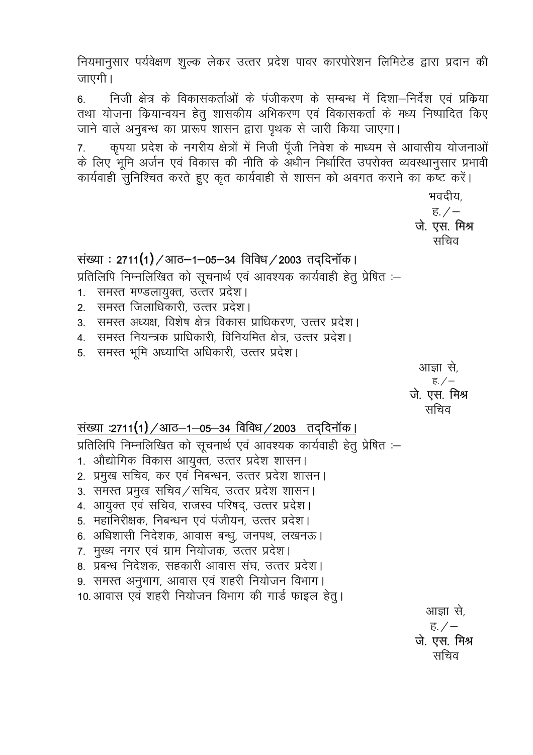नियमानुसार पर्यवेक्षण शुल्क लेकर उत्तर प्रदेश पावर कारपोरेशन लिमिटेड द्वारा प्रदान की जाएगी।

6. निजी क्षेत्र के विकासकर्ताओं के पंजीकरण के सम्बन्ध में दिशा–निर्देश एवं प्रक्रिया तथा योजना क्रियान्वयन हेतु शासकीय अभिकरण एवं विकासकर्ता के मध्य निष्पादित किए जाने वाले अनुबन्ध का प्रारूप शासन द्वारा पृथक से जारी किया जाएगा।

7. कृपया प्रदेश के नगरीय क्षेत्रों में निजी पूँजी निवेश के माध्यम से आवासीय योजनाओं के लिए भूमि अर्जन एवं विकास की नीति के अधीन निर्धारित उपरोक्त व्यवस्थानुसार प्रभावी कार्यवाही सुनिश्चित करते हुए कृत कार्यवाही से शासन को अवगत कराने का कष्ट करें।

भवदीय,
ह. /–
**जे. एस. मिश्र**
सचिव

संख्या : 2711(1) / आठ–1–05–34 विविध / 2003 तद्दिनॉक।

प्रतिलिपि निम्नलिखित को सूचनार्थ एवं आवश्यक कार्यवाही हेतु प्रेषित :–

1. समस्त मण्डलायुक्त, उत्तर प्रदेश।
2. समस्त जिलाधिकारी, उत्तर प्रदेश।
3. समस्त अध्यक्ष, विशेष क्षेत्र विकास प्राधिकरण, उत्तर प्रदेश।
4. समस्त नियन्त्रक प्राधिकारी, विनियमित क्षेत्र, उत्तर प्रदेश।
5. समस्त भूमि अध्याप्ति अधिकारी, उत्तर प्रदेश।

आज्ञा से,
ह. /–
**जे. एस. मिश्र**
सचिव

संख्या :2711(1) / आठ–1–05–34 विविध / 2003 तद्दिनॉक।

प्रतिलिपि निम्नलिखित को सूचनार्थ एवं आवश्यक कार्यवाही हेतु प्रेषित :–

1. औद्योगिक विकास आयुक्त, उत्तर प्रदेश शासन।
2. प्रमुख सचिव, कर एवं निबन्धन, उत्तर प्रदेश शासन।
3. समस्त प्रमुख सचिव / सचिव, उत्तर प्रदेश शासन।
4. आयुक्त एवं सचिव, राजस्व परिषद्, उत्तर प्रदेश।
5. महानिरीक्षक, निबन्धन एवं पंजीयन, उत्तर प्रदेश।
6. अधिशासी निदेशक, आवास बन्धु, जनपथ, लखनऊ।
7. मुख्य नगर एवं ग्राम नियोजक, उत्तर प्रदेश।
8. प्रबन्ध निदेशक, सहकारी आवास संघ, उत्तर प्रदेश।
9. समस्त अनुभाग, आवास एवं शहरी नियोजन विभाग।
10. आवास एवं शहरी नियोजन विभाग की गार्ड फाइल हेतु।

आज्ञा से,
ह. /–
**जे. एस. मिश्र**
सचिव